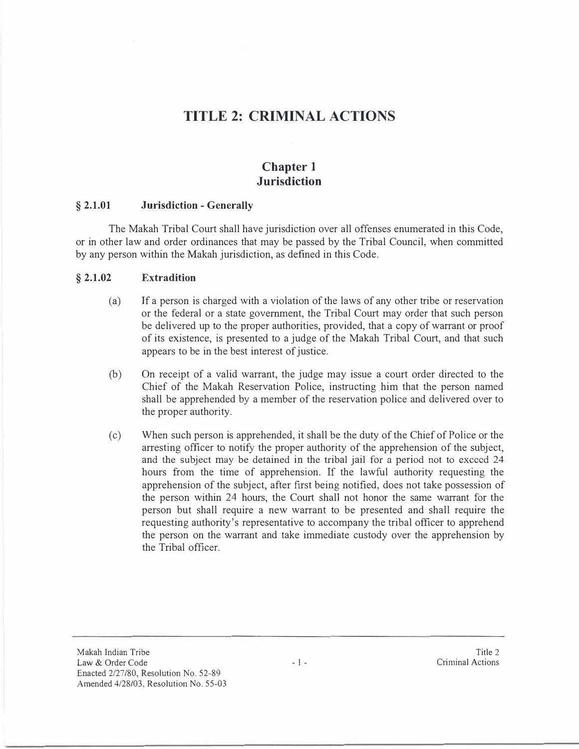# TITLE 2: CRIMINAL ACTIONS

## Chapter 1
## Jurisdiction

### § 2.1.01 Jurisdiction - Generally

The Makah Tribal Court shall have jurisdiction over all offenses enumerated in this Code, or in other law and order ordinances that may be passed by the Tribal Council, when committed by any person within the Makah jurisdiction, as defined in this Code.

### § 2.1.02 Extradition

(a) If a person is charged with a violation of the laws of any other tribe or reservation or the federal or a state government, the Tribal Court may order that such person be delivered up to the proper authorities, provided, that a copy of warrant or proof of its existence, is presented to a judge of the Makah Tribal Court, and that such appears to be in the best interest of justice.

(b) On receipt of a valid warrant, the judge may issue a court order directed to the Chief of the Makah Reservation Police, instructing him that the person named shall be apprehended by a member of the reservation police and delivered over to the proper authority.

(c) When such person is apprehended, it shall be the duty of the Chief of Police or the arresting officer to notify the proper authority of the apprehension of the subject, and the subject may be detained in the tribal jail for a period not to exceed 24 hours from the time of apprehension. If the lawful authority requesting the apprehension of the subject, after first being notified, does not take possession of the person within 24 hours, the Court shall not honor the same warrant for the person but shall require a new warrant to be presented and shall require the requesting authority's representative to accompany the tribal officer to apprehend the person on the warrant and take immediate custody over the apprehension by the Tribal officer.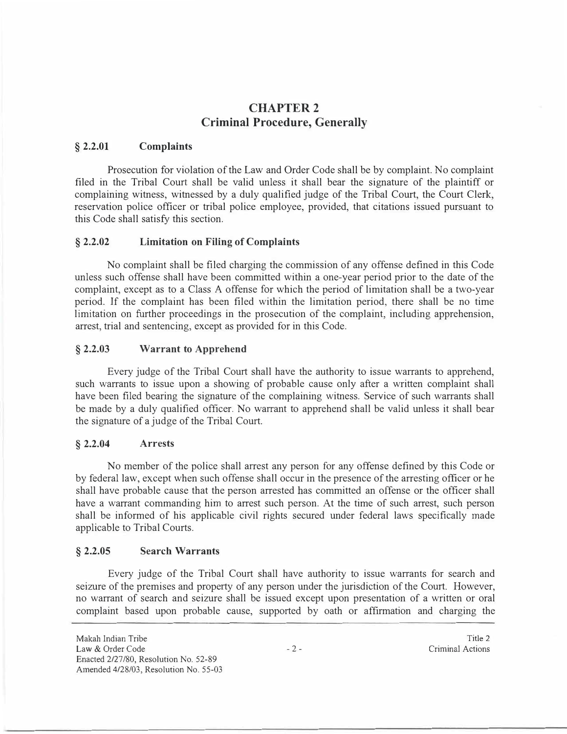# CHAPTER 2
# Criminal Procedure, Generally

## § 2.2.01 Complaints

Prosecution for violation of the Law and Order Code shall be by complaint. No complaint filed in the Tribal Court shall be valid unless it shall bear the signature of the plaintiff or complaining witness, witnessed by a duly qualified judge of the Tribal Court, the Court Clerk, reservation police officer or tribal police employee, provided, that citations issued pursuant to this Code shall satisfy this section.

## § 2.2.02 Limitation on Filing of Complaints

No complaint shall be filed charging the commission of any offense defined in this Code unless such offense shall have been committed within a one-year period prior to the date of the complaint, except as to a Class A offense for which the period of limitation shall be a two-year period. If the complaint has been filed within the limitation period, there shall be no time limitation on further proceedings in the prosecution of the complaint, including apprehension, arrest, trial and sentencing, except as provided for in this Code.

## § 2.2.03 Warrant to Apprehend

Every judge of the Tribal Court shall have the authority to issue warrants to apprehend, such warrants to issue upon a showing of probable cause only after a written complaint shall have been filed bearing the signature of the complaining witness. Service of such warrants shall be made by a duly qualified officer. No warrant to apprehend shall be valid unless it shall bear the signature of a judge of the Tribal Court.

## § 2.2.04 Arrests

No member of the police shall arrest any person for any offense defined by this Code or by federal law, except when such offense shall occur in the presence of the arresting officer or he shall have probable cause that the person arrested has committed an offense or the officer shall have a warrant commanding him to arrest such person. At the time of such arrest, such person shall be informed of his applicable civil rights secured under federal laws specifically made applicable to Tribal Courts.

## § 2.2.05 Search Warrants

Every judge of the Tribal Court shall have authority to issue warrants for search and seizure of the premises and property of any person under the jurisdiction of the Court. However, no warrant of search and seizure shall be issued except upon presentation of a written or oral complaint based upon probable cause, supported by oath or affirmation and charging the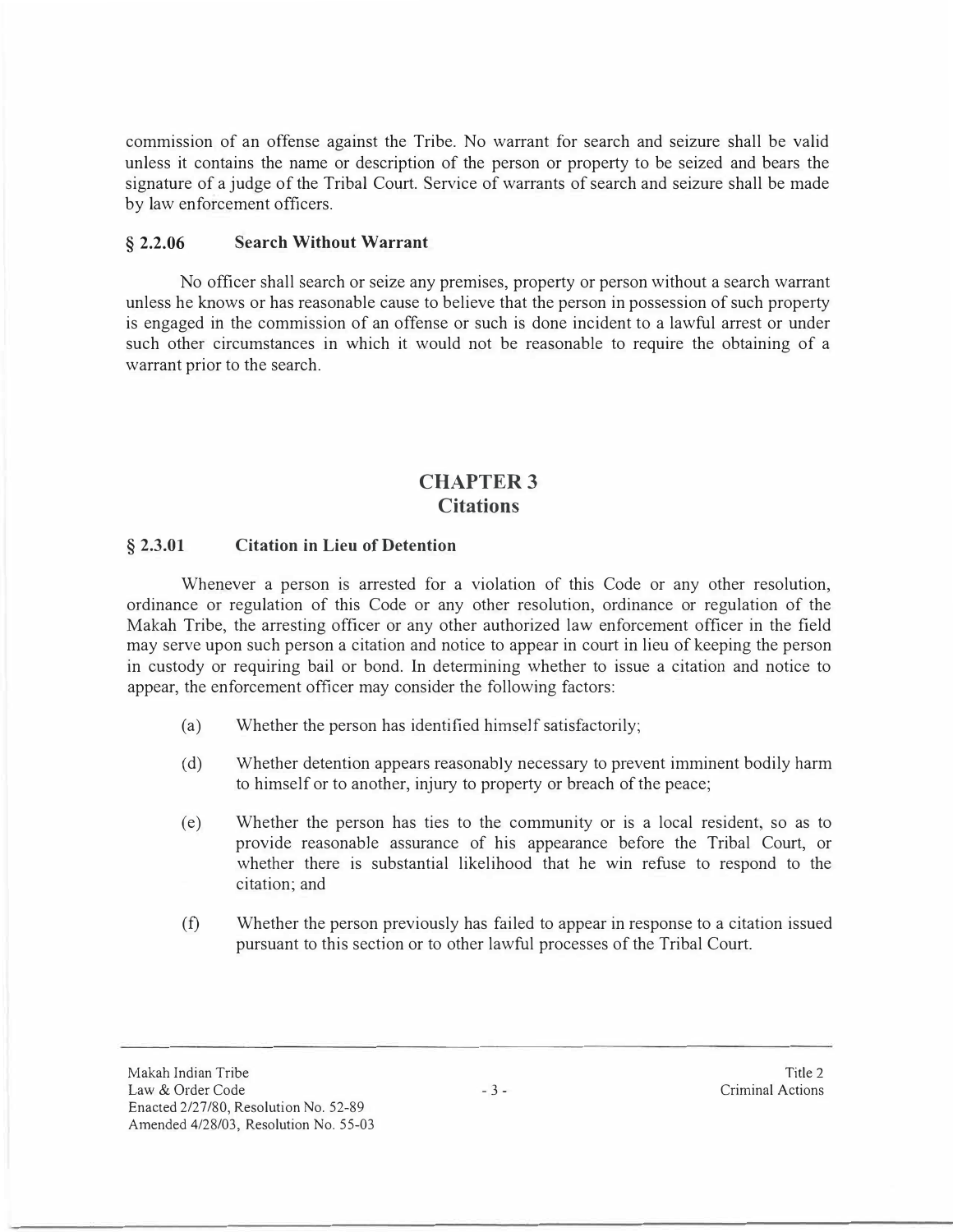commission of an offense against the Tribe. No warrant for search and seizure shall be valid unless it contains the name or description of the person or property to be seized and bears the signature of a judge of the Tribal Court. Service of warrants of search and seizure shall be made by law enforcement officers.

### § 2.2.06 Search Without Warrant

No officer shall search or seize any premises, property or person without a search warrant unless he knows or has reasonable cause to believe that the person in possession of such property is engaged in the commission of an offense or such is done incident to a lawful arrest or under such other circumstances in which it would not be reasonable to require the obtaining of a warrant prior to the search.

## CHAPTER 3
## Citations

### § 2.3.01 Citation in Lieu of Detention

Whenever a person is arrested for a violation of this Code or any other resolution, ordinance or regulation of this Code or any other resolution, ordinance or regulation of the Makah Tribe, the arresting officer or any other authorized law enforcement officer in the field may serve upon such person a citation and notice to appear in court in lieu of keeping the person in custody or requiring bail or bond. In determining whether to issue a citation and notice to appear, the enforcement officer may consider the following factors:

(a) Whether the person has identified himself satisfactorily;

(d) Whether detention appears reasonably necessary to prevent imminent bodily harm to himself or to another, injury to property or breach of the peace;

(e) Whether the person has ties to the community or is a local resident, so as to provide reasonable assurance of his appearance before the Tribal Court, or whether there is substantial likelihood that he win refuse to respond to the citation; and

(f) Whether the person previously has failed to appear in response to a citation issued pursuant to this section or to other lawful processes of the Tribal Court.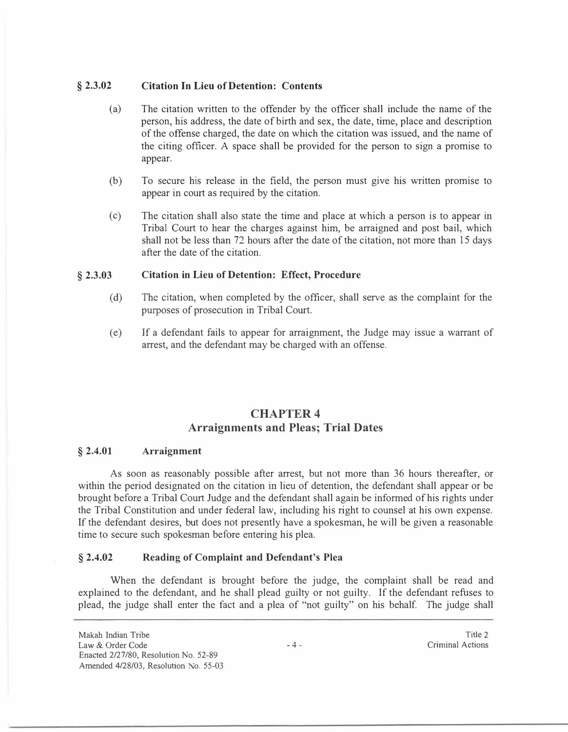### § 2.3.02 Citation In Lieu of Detention: Contents

(a) The citation written to the offender by the officer shall include the name of the person, his address, the date of birth and sex, the date, time, place and description of the offense charged, the date on which the citation was issued, and the name of the citing officer. A space shall be provided for the person to sign a promise to appear.

(b) To secure his release in the field, the person must give his written promise to appear in court as required by the citation.

(c) The citation shall also state the time and place at which a person is to appear in Tribal Court to hear the charges against him, be arraigned and post bail, which shall not be less than 72 hours after the date of the citation, not more than 15 days after the date of the citation.

### § 2.3.03 Citation in Lieu of Detention: Effect, Procedure

(d) The citation, when completed by the officer, shall serve as the complaint for the purposes of prosecution in Tribal Court.

(e) If a defendant fails to appear for arraignment, the Judge may issue a warrant of arrest, and the defendant may be charged with an offense.

## CHAPTER 4
## Arraignments and Pleas; Trial Dates

### § 2.4.01 Arraignment

As soon as reasonably possible after arrest, but not more than 36 hours thereafter, or within the period designated on the citation in lieu of detention, the defendant shall appear or be brought before a Tribal Court Judge and the defendant shall again be informed of his rights under the Tribal Constitution and under federal law, including his right to counsel at his own expense. If the defendant desires, but does not presently have a spokesman, he will be given a reasonable time to secure such spokesman before entering his plea.

### § 2.4.02 Reading of Complaint and Defendant's Plea

When the defendant is brought before the judge, the complaint shall be read and explained to the defendant, and he shall plead guilty or not guilty. If the defendant refuses to plead, the judge shall enter the fact and a plea of "not guilty" on his behalf. The judge shall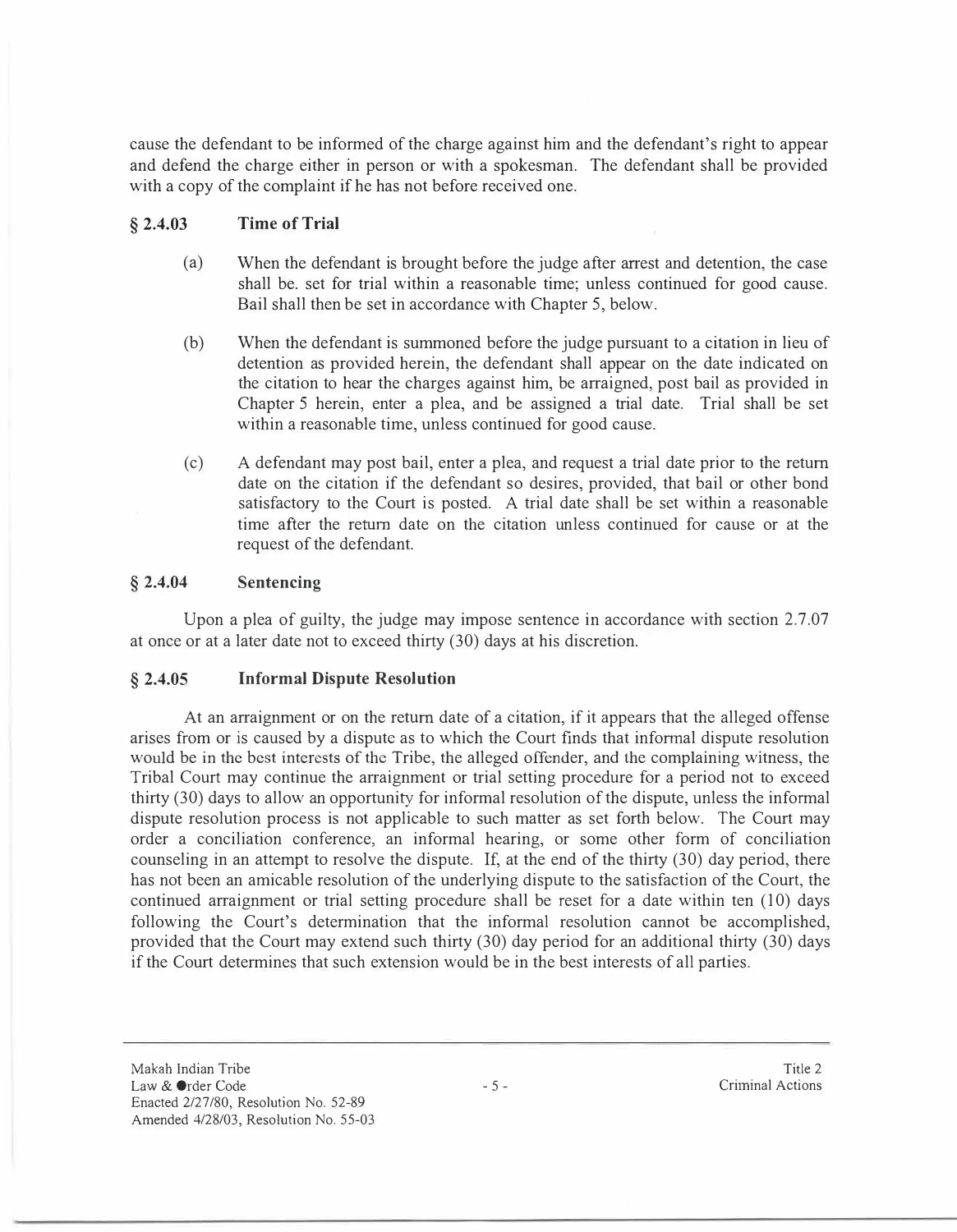cause the defendant to be informed of the charge against him and the defendant's right to appear and defend the charge either in person or with a spokesman. The defendant shall be provided with a copy of the complaint if he has not before received one.

### § 2.4.03 Time of Trial

(a) When the defendant is brought before the judge after arrest and detention, the case shall be. set for trial within a reasonable time; unless continued for good cause. Bail shall then be set in accordance with Chapter 5, below.

(b) When the defendant is summoned before the judge pursuant to a citation in lieu of detention as provided herein, the defendant shall appear on the date indicated on the citation to hear the charges against him, be arraigned, post bail as provided in Chapter 5 herein, enter a plea, and be assigned a trial date. Trial shall be set within a reasonable time, unless continued for good cause.

(c) A defendant may post bail, enter a plea, and request a trial date prior to the return date on the citation if the defendant so desires, provided, that bail or other bond satisfactory to the Court is posted. A trial date shall be set within a reasonable time after the return date on the citation unless continued for cause or at the request of the defendant.

### § 2.4.04 Sentencing

Upon a plea of guilty, the judge may impose sentence in accordance with section 2.7.07 at once or at a later date not to exceed thirty (30) days at his discretion.

### § 2.4.05 Informal Dispute Resolution

At an arraignment or on the return date of a citation, if it appears that the alleged offense arises from or is caused by a dispute as to which the Court finds that informal dispute resolution would be in the best interests of the Tribe, the alleged offender, and the complaining witness, the Tribal Court may continue the arraignment or trial setting procedure for a period not to exceed thirty (30) days to allow an opportunity for informal resolution of the dispute, unless the informal dispute resolution process is not applicable to such matter as set forth below. The Court may order a conciliation conference, an informal hearing, or some other form of conciliation counseling in an attempt to resolve the dispute. If, at the end of the thirty (30) day period, there has not been an amicable resolution of the underlying dispute to the satisfaction of the Court, the continued arraignment or trial setting procedure shall be reset for a date within ten (10) days following the Court's determination that the informal resolution cannot be accomplished, provided that the Court may extend such thirty (30) day period for an additional thirty (30) days if the Court determines that such extension would be in the best interests of all parties.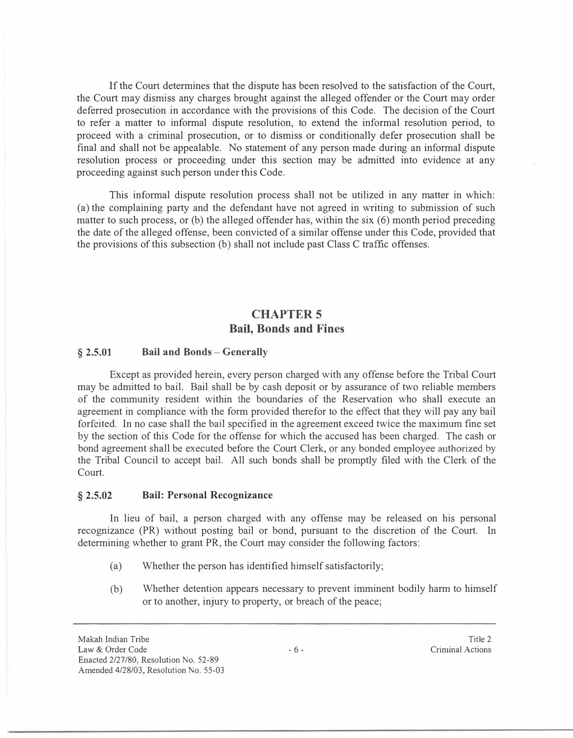If the Court determines that the dispute has been resolved to the satisfaction of the Court, the Court may dismiss any charges brought against the alleged offender or the Court may order deferred prosecution in accordance with the provisions of this Code. The decision of the Court to refer a matter to informal dispute resolution, to extend the informal resolution period, to proceed with a criminal prosecution, or to dismiss or conditionally defer prosecution shall be final and shall not be appealable. No statement of any person made during an informal dispute resolution process or proceeding under this section may be admitted into evidence at any proceeding against such person under this Code.

This informal dispute resolution process shall not be utilized in any matter in which: (a) the complaining party and the defendant have not agreed in writing to submission of such matter to such process, or (b) the alleged offender has, within the six (6) month period preceding the date of the alleged offense, been convicted of a similar offense under this Code, provided that the provisions of this subsection (b) shall not include past Class C traffic offenses.

## CHAPTER 5
## Bail, Bonds and Fines

### § 2.5.01 Bail and Bonds – Generally

Except as provided herein, every person charged with any offense before the Tribal Court may be admitted to bail. Bail shall be by cash deposit or by assurance of two reliable members of the community resident within the boundaries of the Reservation who shall execute an agreement in compliance with the form provided therefor to the effect that they will pay any bail forfeited. In no case shall the bail specified in the agreement exceed twice the maximum fine set by the section of this Code for the offense for which the accused has been charged. The cash or bond agreement shall be executed before the Court Clerk, or any bonded employee authorized by the Tribal Council to accept bail. All such bonds shall be promptly filed with the Clerk of the Court.

### § 2.5.02 Bail: Personal Recognizance

In lieu of bail, a person charged with any offense may be released on his personal recognizance (PR) without posting bail or bond, pursuant to the discretion of the Court. In determining whether to grant PR, the Court may consider the following factors:

(a) Whether the person has identified himself satisfactorily;

(b) Whether detention appears necessary to prevent imminent bodily harm to himself or to another, injury to property, or breach of the peace;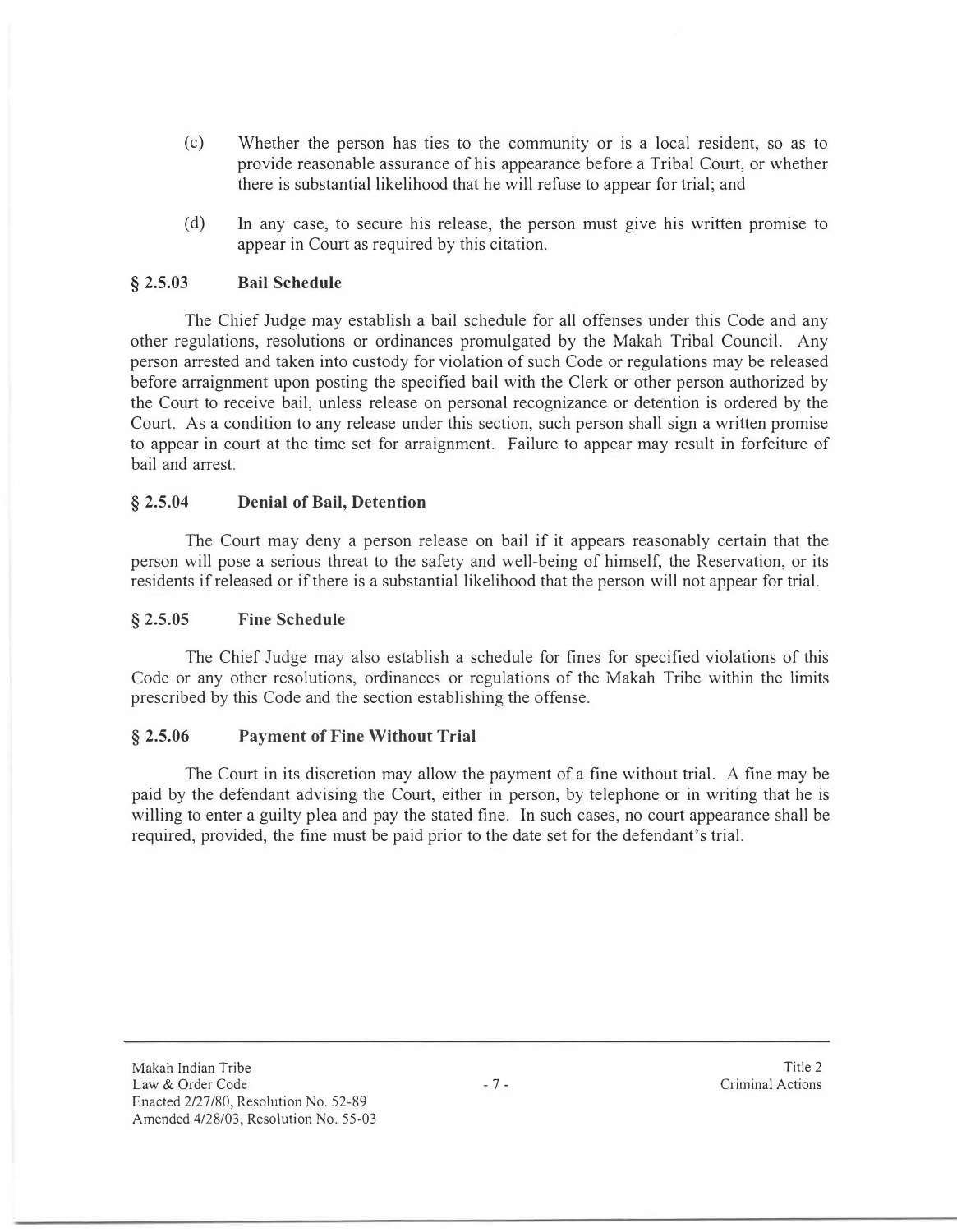(c) Whether the person has ties to the community or is a local resident, so as to provide reasonable assurance of his appearance before a Tribal Court, or whether there is substantial likelihood that he will refuse to appear for trial; and

(d) In any case, to secure his release, the person must give his written promise to appear in Court as required by this citation.

### § 2.5.03 Bail Schedule

The Chief Judge may establish a bail schedule for all offenses under this Code and any other regulations, resolutions or ordinances promulgated by the Makah Tribal Council. Any person arrested and taken into custody for violation of such Code or regulations may be released before arraignment upon posting the specified bail with the Clerk or other person authorized by the Court to receive bail, unless release on personal recognizance or detention is ordered by the Court. As a condition to any release under this section, such person shall sign a written promise to appear in court at the time set for arraignment. Failure to appear may result in forfeiture of bail and arrest.

### § 2.5.04 Denial of Bail, Detention

The Court may deny a person release on bail if it appears reasonably certain that the person will pose a serious threat to the safety and well-being of himself, the Reservation, or its residents if released or if there is a substantial likelihood that the person will not appear for trial.

### § 2.5.05 Fine Schedule

The Chief Judge may also establish a schedule for fines for specified violations of this Code or any other resolutions, ordinances or regulations of the Makah Tribe within the limits prescribed by this Code and the section establishing the offense.

### § 2.5.06 Payment of Fine Without Trial

The Court in its discretion may allow the payment of a fine without trial. A fine may be paid by the defendant advising the Court, either in person, by telephone or in writing that he is willing to enter a guilty plea and pay the stated fine. In such cases, no court appearance shall be required, provided, the fine must be paid prior to the date set for the defendant's trial.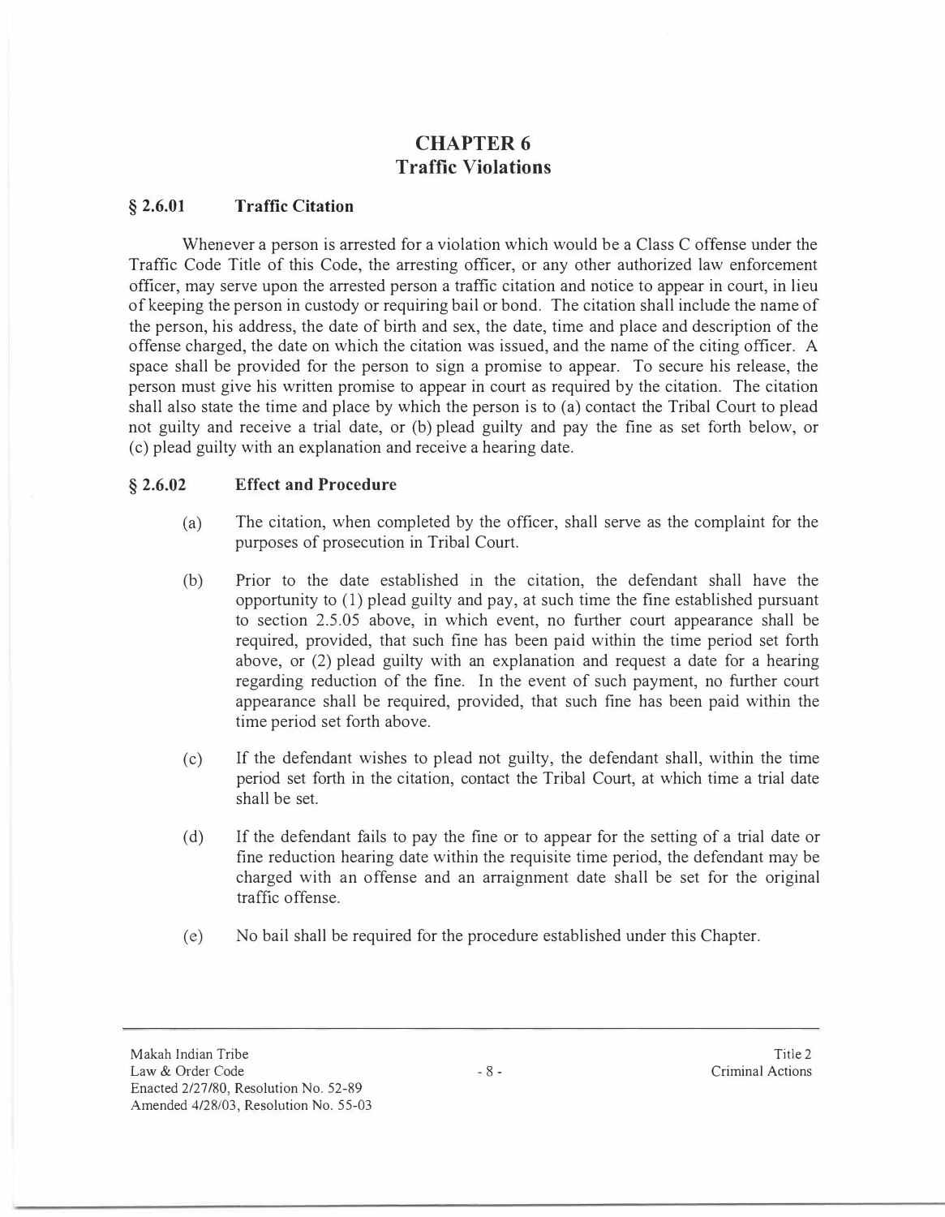# CHAPTER 6
## Traffic Violations

### § 2.6.01 Traffic Citation

Whenever a person is arrested for a violation which would be a Class C offense under the Traffic Code Title of this Code, the arresting officer, or any other authorized law enforcement officer, may serve upon the arrested person a traffic citation and notice to appear in court, in lieu of keeping the person in custody or requiring bail or bond. The citation shall include the name of the person, his address, the date of birth and sex, the date, time and place and description of the offense charged, the date on which the citation was issued, and the name of the citing officer. A space shall be provided for the person to sign a promise to appear. To secure his release, the person must give his written promise to appear in court as required by the citation. The citation shall also state the time and place by which the person is to (a) contact the Tribal Court to plead not guilty and receive a trial date, or (b) plead guilty and pay the fine as set forth below, or (c) plead guilty with an explanation and receive a hearing date.

### § 2.6.02 Effect and Procedure

(a) The citation, when completed by the officer, shall serve as the complaint for the purposes of prosecution in Tribal Court.

(b) Prior to the date established in the citation, the defendant shall have the opportunity to (1) plead guilty and pay, at such time the fine established pursuant to section 2.5.05 above, in which event, no further court appearance shall be required, provided, that such fine has been paid within the time period set forth above, or (2) plead guilty with an explanation and request a date for a hearing regarding reduction of the fine. In the event of such payment, no further court appearance shall be required, provided, that such fine has been paid within the time period set forth above.

(c) If the defendant wishes to plead not guilty, the defendant shall, within the time period set forth in the citation, contact the Tribal Court, at which time a trial date shall be set.

(d) If the defendant fails to pay the fine or to appear for the setting of a trial date or fine reduction hearing date within the requisite time period, the defendant may be charged with an offense and an arraignment date shall be set for the original traffic offense.

(e) No bail shall be required for the procedure established under this Chapter.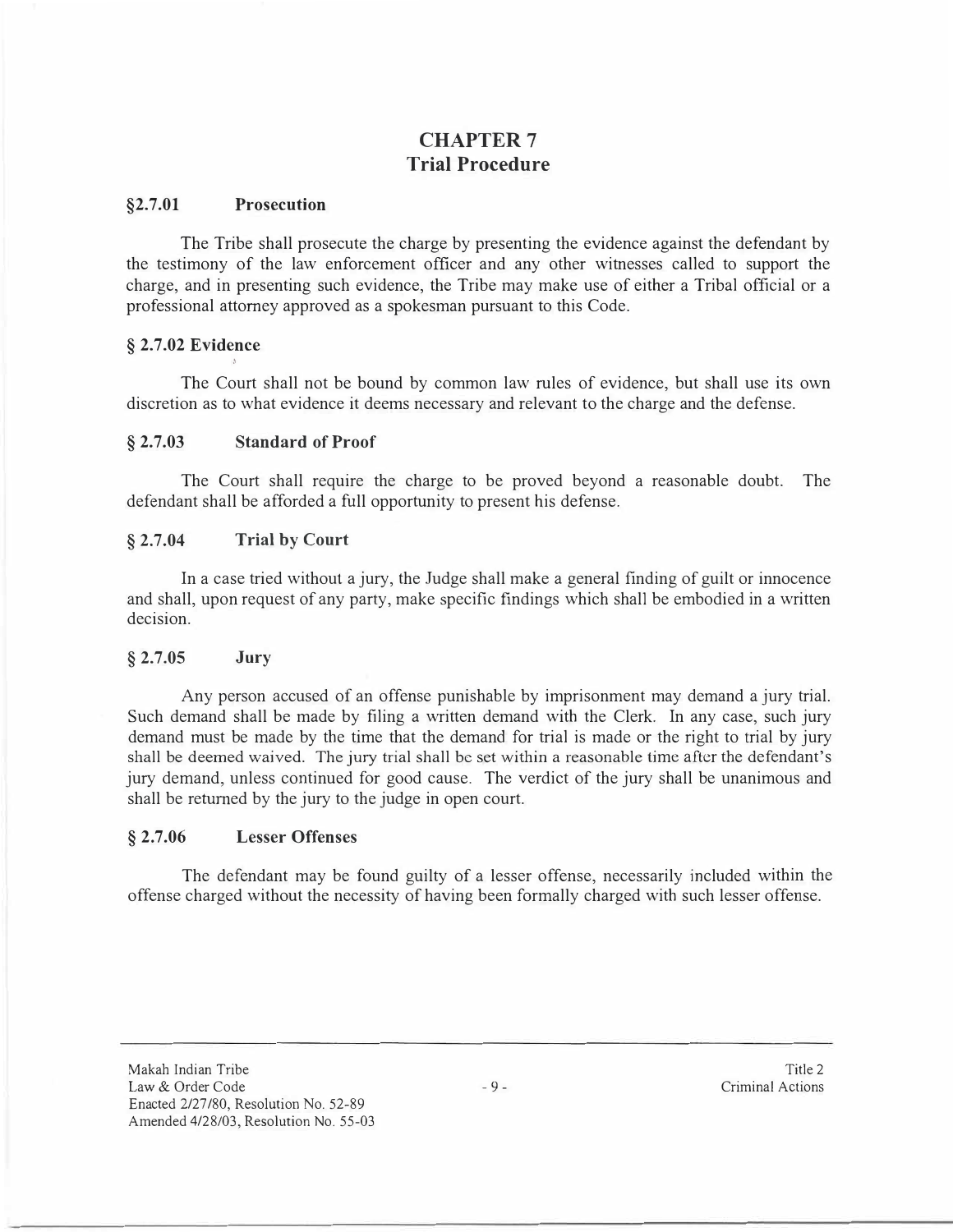# CHAPTER 7
# Trial Procedure

### §2.7.01 Prosecution

The Tribe shall prosecute the charge by presenting the evidence against the defendant by the testimony of the law enforcement officer and any other witnesses called to support the charge, and in presenting such evidence, the Tribe may make use of either a Tribal official or a professional attorney approved as a spokesman pursuant to this Code.

### § 2.7.02 Evidence

The Court shall not be bound by common law rules of evidence, but shall use its own discretion as to what evidence it deems necessary and relevant to the charge and the defense.

### § 2.7.03 Standard of Proof

The Court shall require the charge to be proved beyond a reasonable doubt. The defendant shall be afforded a full opportunity to present his defense.

### § 2.7.04 Trial by Court

In a case tried without a jury, the Judge shall make a general finding of guilt or innocence and shall, upon request of any party, make specific findings which shall be embodied in a written decision.

### § 2.7.05 Jury

Any person accused of an offense punishable by imprisonment may demand a jury trial. Such demand shall be made by filing a written demand with the Clerk. In any case, such jury demand must be made by the time that the demand for trial is made or the right to trial by jury shall be deemed waived. The jury trial shall be set within a reasonable time after the defendant's jury demand, unless continued for good cause. The verdict of the jury shall be unanimous and shall be returned by the jury to the judge in open court.

### § 2.7.06 Lesser Offenses

The defendant may be found guilty of a lesser offense, necessarily included within the offense charged without the necessity of having been formally charged with such lesser offense.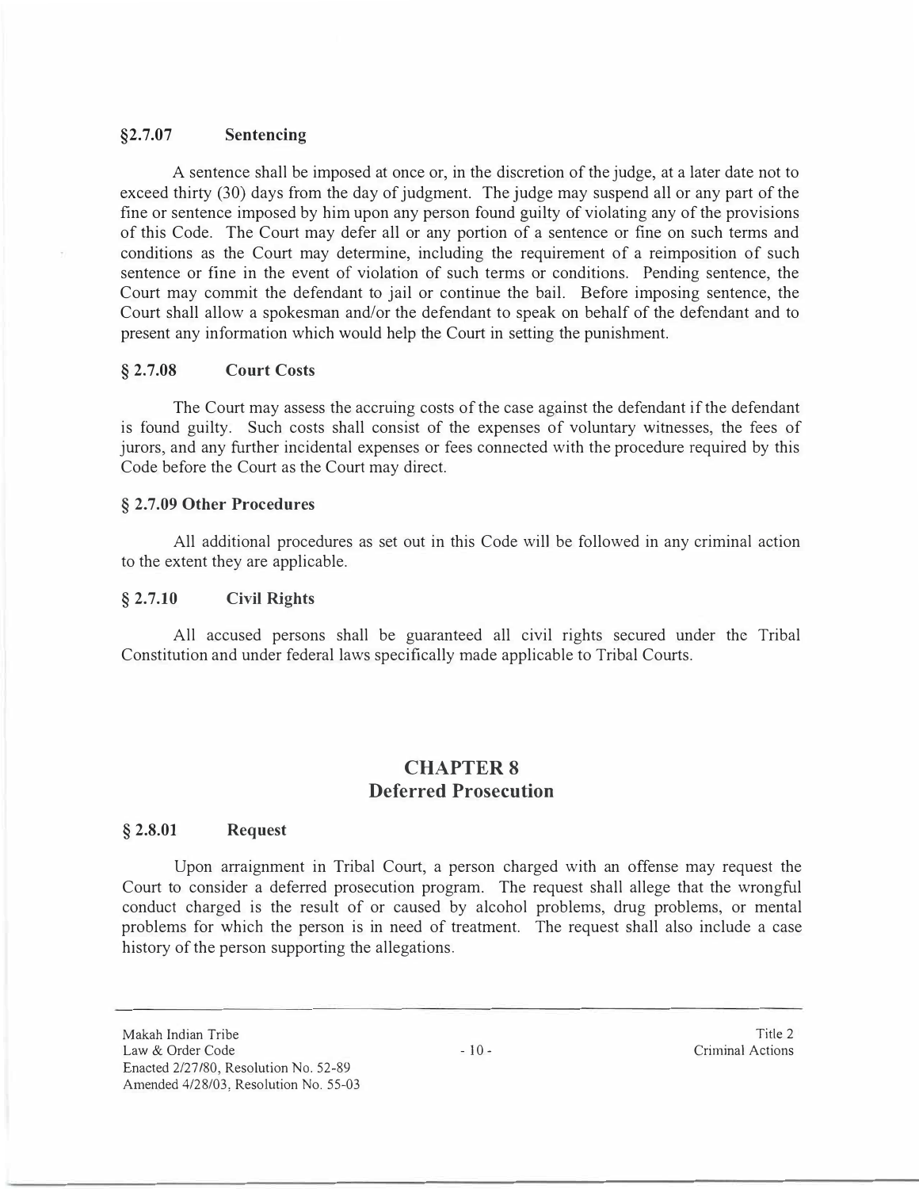### §2.7.07 Sentencing

A sentence shall be imposed at once or, in the discretion of the judge, at a later date not to exceed thirty (30) days from the day of judgment. The judge may suspend all or any part of the fine or sentence imposed by him upon any person found guilty of violating any of the provisions of this Code. The Court may defer all or any portion of a sentence or fine on such terms and conditions as the Court may determine, including the requirement of a reimposition of such sentence or fine in the event of violation of such terms or conditions. Pending sentence, the Court may commit the defendant to jail or continue the bail. Before imposing sentence, the Court shall allow a spokesman and/or the defendant to speak on behalf of the defendant and to present any information which would help the Court in setting the punishment.

### § 2.7.08 Court Costs

The Court may assess the accruing costs of the case against the defendant if the defendant is found guilty. Such costs shall consist of the expenses of voluntary witnesses, the fees of jurors, and any further incidental expenses or fees connected with the procedure required by this Code before the Court as the Court may direct.

### § 2.7.09 Other Procedures

All additional procedures as set out in this Code will be followed in any criminal action to the extent they are applicable.

### § 2.7.10 Civil Rights

All accused persons shall be guaranteed all civil rights secured under the Tribal Constitution and under federal laws specifically made applicable to Tribal Courts.

## CHAPTER 8
## Deferred Prosecution

### § 2.8.01 Request

Upon arraignment in Tribal Court, a person charged with an offense may request the Court to consider a deferred prosecution program. The request shall allege that the wrongful conduct charged is the result of or caused by alcohol problems, drug problems, or mental problems for which the person is in need of treatment. The request shall also include a case history of the person supporting the allegations.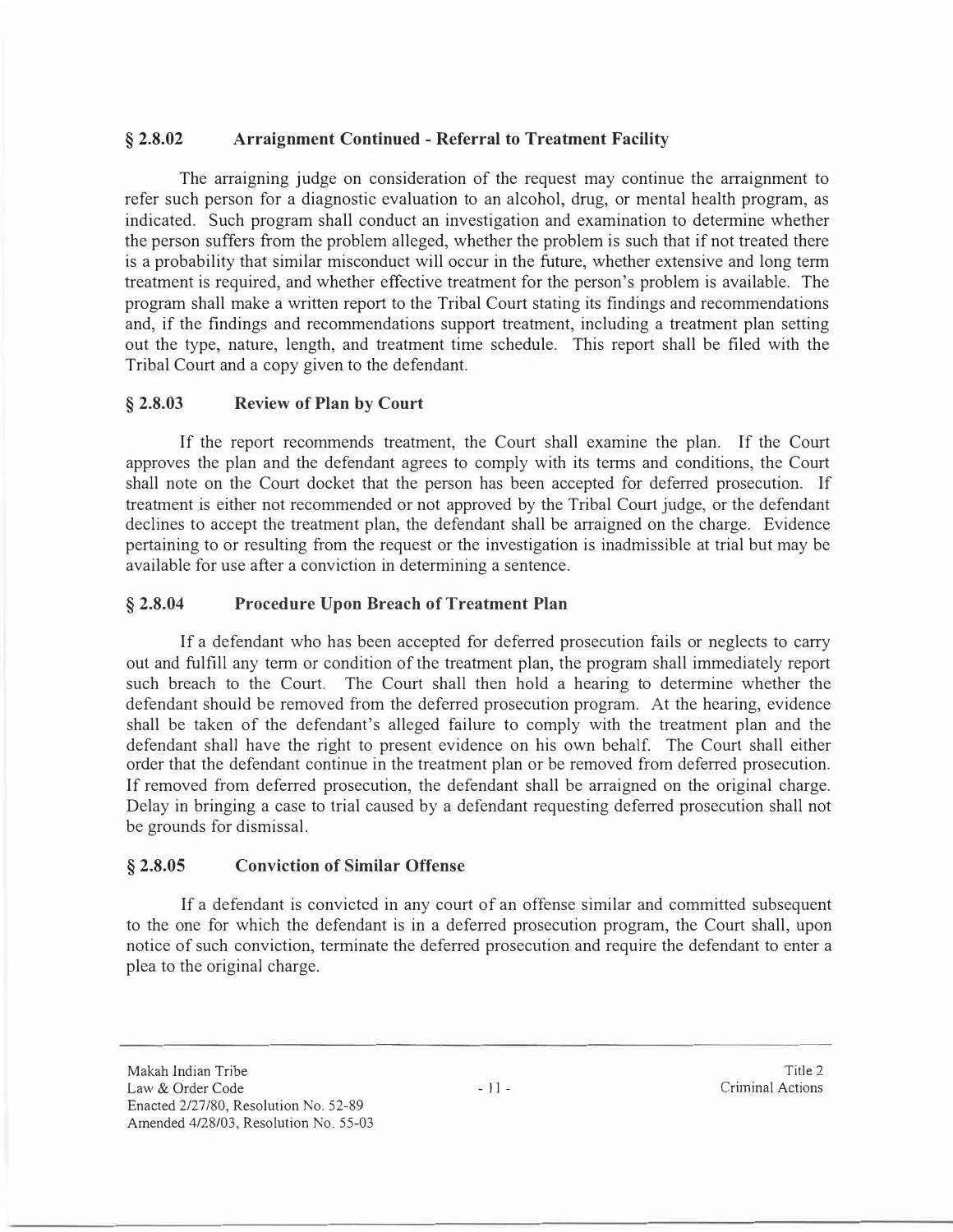### § 2.8.02 Arraignment Continued - Referral to Treatment Facility

The arraigning judge on consideration of the request may continue the arraignment to refer such person for a diagnostic evaluation to an alcohol, drug, or mental health program, as indicated. Such program shall conduct an investigation and examination to determine whether the person suffers from the problem alleged, whether the problem is such that if not treated there is a probability that similar misconduct will occur in the future, whether extensive and long term treatment is required, and whether effective treatment for the person's problem is available. The program shall make a written report to the Tribal Court stating its findings and recommendations and, if the findings and recommendations support treatment, including a treatment plan setting out the type, nature, length, and treatment time schedule. This report shall be filed with the Tribal Court and a copy given to the defendant.

### § 2.8.03 Review of Plan by Court

If the report recommends treatment, the Court shall examine the plan. If the Court approves the plan and the defendant agrees to comply with its terms and conditions, the Court shall note on the Court docket that the person has been accepted for deferred prosecution. If treatment is either not recommended or not approved by the Tribal Court judge, or the defendant declines to accept the treatment plan, the defendant shall be arraigned on the charge. Evidence pertaining to or resulting from the request or the investigation is inadmissible at trial but may be available for use after a conviction in determining a sentence.

### § 2.8.04 Procedure Upon Breach of Treatment Plan

If a defendant who has been accepted for deferred prosecution fails or neglects to carry out and fulfill any term or condition of the treatment plan, the program shall immediately report such breach to the Court. The Court shall then hold a hearing to determine whether the defendant should be removed from the deferred prosecution program. At the hearing, evidence shall be taken of the defendant's alleged failure to comply with the treatment plan and the defendant shall have the right to present evidence on his own behalf. The Court shall either order that the defendant continue in the treatment plan or be removed from deferred prosecution. If removed from deferred prosecution, the defendant shall be arraigned on the original charge. Delay in bringing a case to trial caused by a defendant requesting deferred prosecution shall not be grounds for dismissal.

### § 2.8.05 Conviction of Similar Offense

If a defendant is convicted in any court of an offense similar and committed subsequent to the one for which the defendant is in a deferred prosecution program, the Court shall, upon notice of such conviction, terminate the deferred prosecution and require the defendant to enter a plea to the original charge.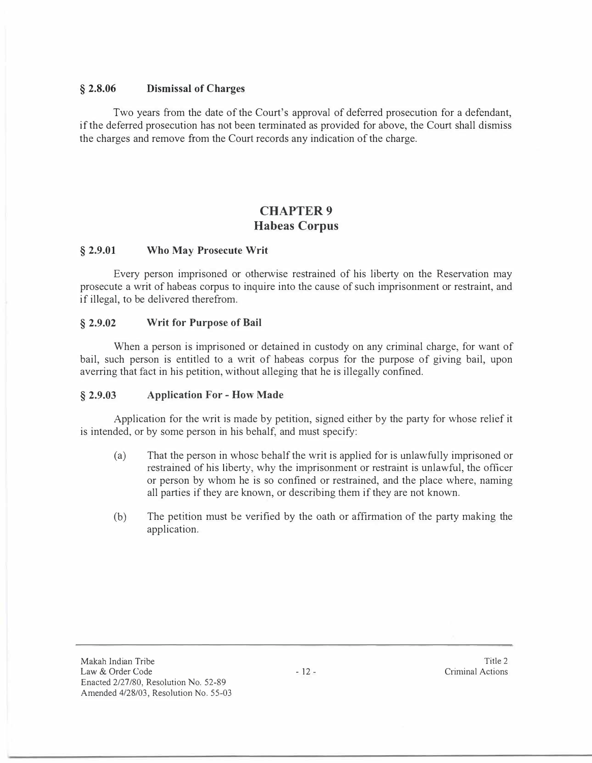### § 2.8.06 Dismissal of Charges

Two years from the date of the Court's approval of deferred prosecution for a defendant, if the deferred prosecution has not been terminated as provided for above, the Court shall dismiss the charges and remove from the Court records any indication of the charge.

## CHAPTER 9
## Habeas Corpus

### § 2.9.01 Who May Prosecute Writ

Every person imprisoned or otherwise restrained of his liberty on the Reservation may prosecute a writ of habeas corpus to inquire into the cause of such imprisonment or restraint, and if illegal, to be delivered therefrom.

### § 2.9.02 Writ for Purpose of Bail

When a person is imprisoned or detained in custody on any criminal charge, for want of bail, such person is entitled to a writ of habeas corpus for the purpose of giving bail, upon averring that fact in his petition, without alleging that he is illegally confined.

### § 2.9.03 Application For - How Made

Application for the writ is made by petition, signed either by the party for whose relief it is intended, or by some person in his behalf, and must specify:

(a) That the person in whose behalf the writ is applied for is unlawfully imprisoned or restrained of his liberty, why the imprisonment or restraint is unlawful, the officer or person by whom he is so confined or restrained, and the place where, naming all parties if they are known, or describing them if they are not known.

(b) The petition must be verified by the oath or affirmation of the party making the application.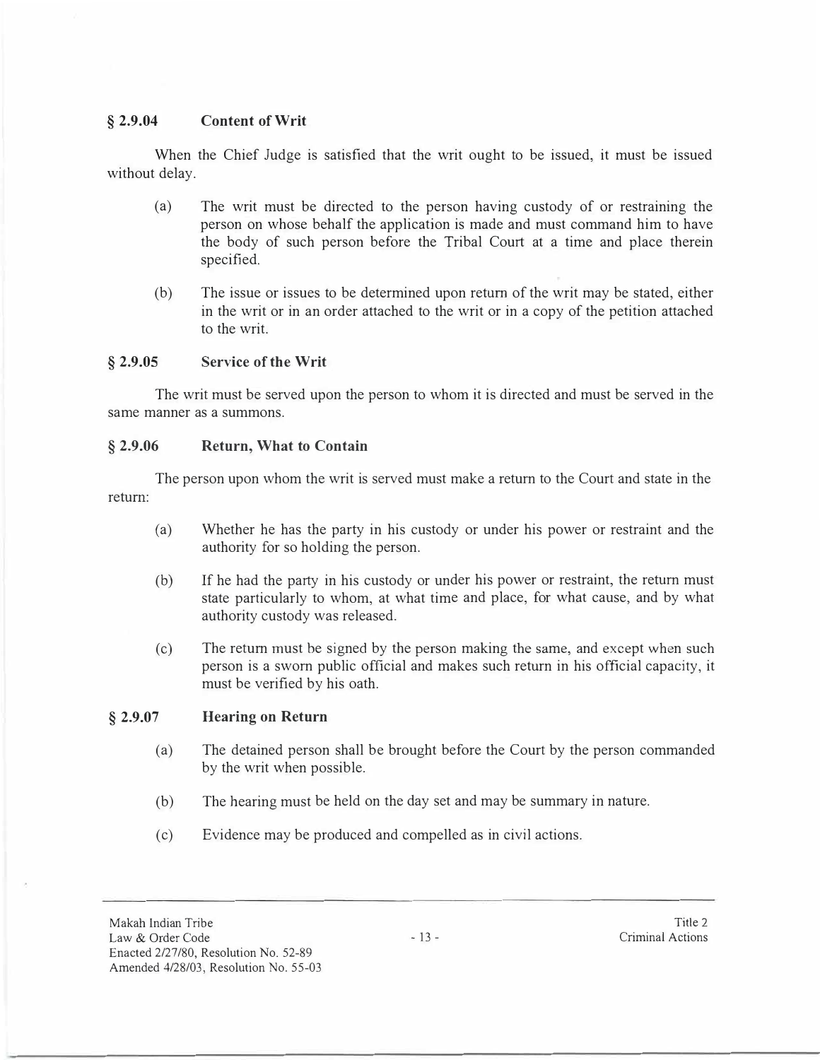### § 2.9.04 Content of Writ

When the Chief Judge is satisfied that the writ ought to be issued, it must be issued without delay.

(a) The writ must be directed to the person having custody of or restraining the person on whose behalf the application is made and must command him to have the body of such person before the Tribal Court at a time and place therein specified.

(b) The issue or issues to be determined upon return of the writ may be stated, either in the writ or in an order attached to the writ or in a copy of the petition attached to the writ.

### § 2.9.05 Service of the Writ

The writ must be served upon the person to whom it is directed and must be served in the same manner as a summons.

### § 2.9.06 Return, What to Contain

The person upon whom the writ is served must make a return to the Court and state in the return:

(a) Whether he has the party in his custody or under his power or restraint and the authority for so holding the person.

(b) If he had the party in his custody or under his power or restraint, the return must state particularly to whom, at what time and place, for what cause, and by what authority custody was released.

(c) The return must be signed by the person making the same, and except when such person is a sworn public official and makes such return in his official capacity, it must be verified by his oath.

### § 2.9.07 Hearing on Return

(a) The detained person shall be brought before the Court by the person commanded by the writ when possible.

(b) The hearing must be held on the day set and may be summary in nature.

(c) Evidence may be produced and compelled as in civil actions.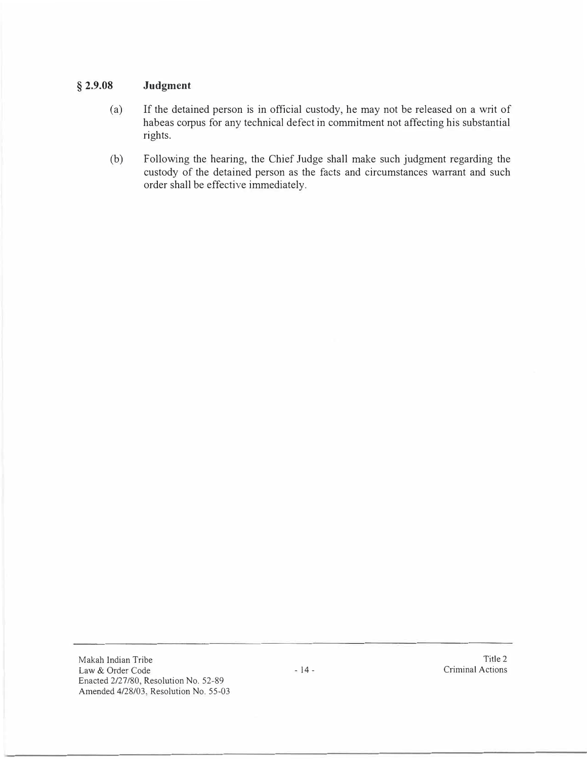### § 2.9.08 Judgment

(a) If the detained person is in official custody, he may not be released on a writ of habeas corpus for any technical defect in commitment not affecting his substantial rights.

(b) Following the hearing, the Chief Judge shall make such judgment regarding the custody of the detained person as the facts and circumstances warrant and such order shall be effective immediately.